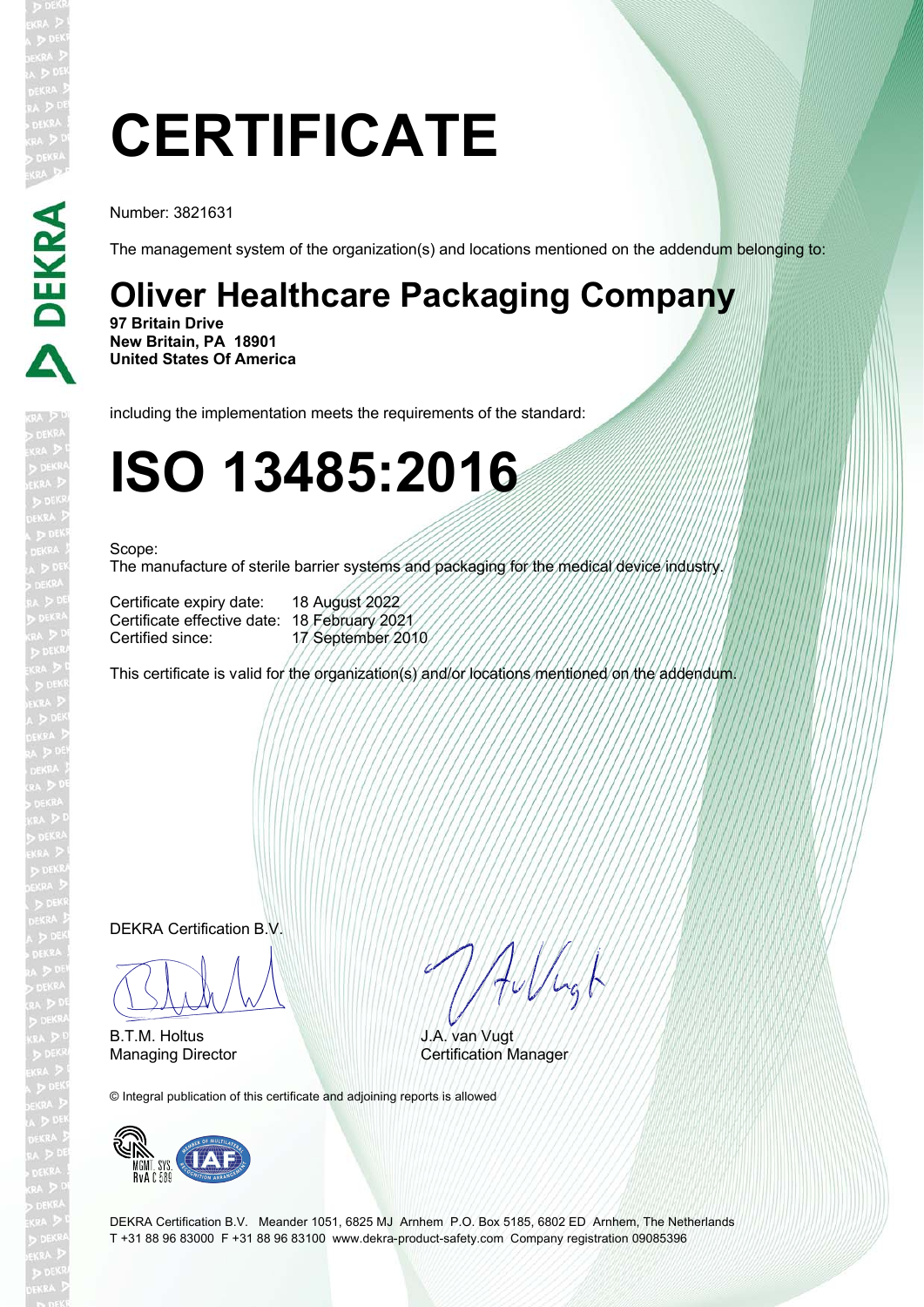# CERTIFICATE

Number: 3821631

The management system of the organization(s) and locations mentioned on the addendum belonging to:

## Oliver Healthcare Packaging Company

**97 Britain Drive**
**New Britain, PA 18901**
**United States Of America**

including the implementation meets the requirements of the standard:

# ISO 13485:2016

Scope:
The manufacture of sterile barrier systems and packaging for the medical device industry.

Certificate expiry date: 18 August 2022
Certificate effective date: 18 February 2021
Certified since: 17 September 2010

This certificate is valid for the organization(s) and/or locations mentioned on the addendum.

DEKRA Certification B.V.

B.T.M. Holtus
Managing Director

J.A. van Vugt
Certification Manager

© Integral publication of this certificate and adjoining reports is allowed

MGMT. SYS.
RvA C 589

DEKRA Certification B.V. Meander 1051, 6825 MJ Arnhem P.O. Box 5185, 6802 ED Arnhem, The Netherlands
T +31 88 96 83000 F +31 88 96 83100 www.dekra-product-safety.com Company registration 09085396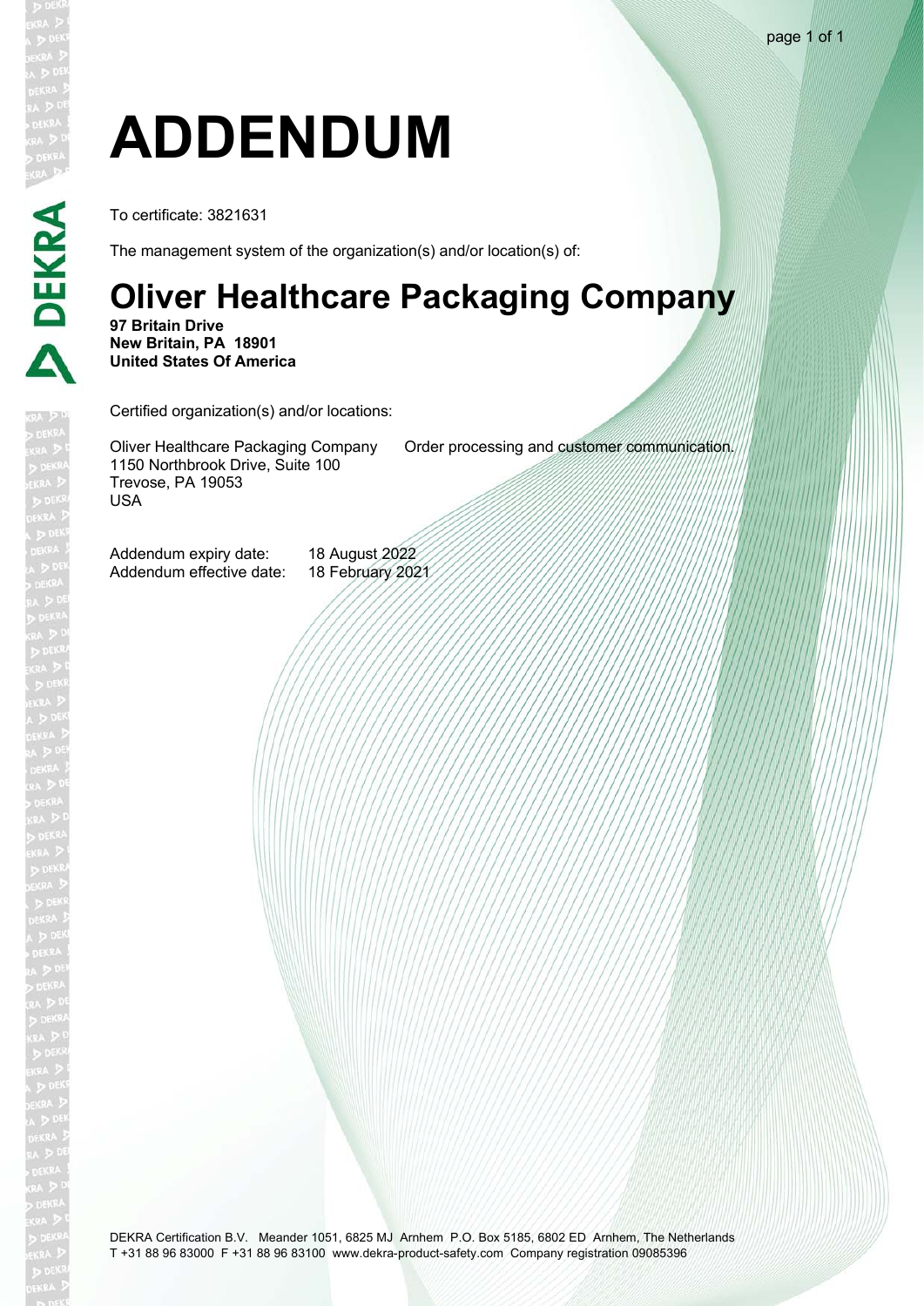# ADDENDUM

To certificate: 3821631

The management system of the organization(s) and/or location(s) of:

## Oliver Healthcare Packaging Company

**97 Britain Drive**
**New Britain, PA 18901**
**United States Of America**

Certified organization(s) and/or locations:

| | |
|---|---|
| Oliver Healthcare Packaging Company<br>1150 Northbrook Drive, Suite 100<br>Trevose, PA 19053<br>USA | Order processing and customer communication. |

| | |
|---|---|
| Addendum expiry date: | 18 August 2022 |
| Addendum effective date: | 18 February 2021 |

DEKRA Certification B.V. Meander 1051, 6825 MJ Arnhem P.O. Box 5185, 6802 ED Arnhem, The Netherlands
T +31 88 96 83000 F +31 88 96 83100 www.dekra-product-safety.com Company registration 09085396